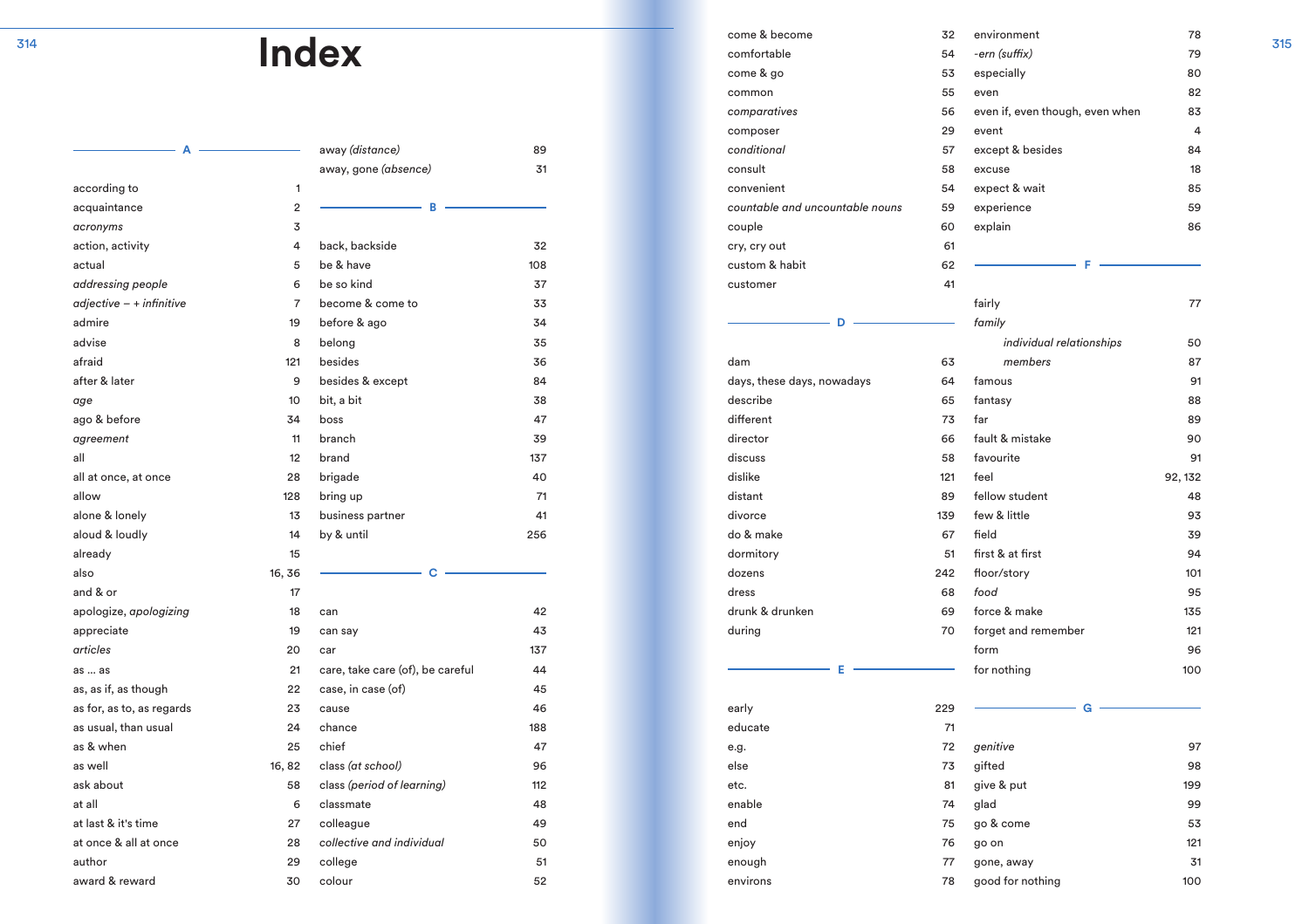# Index

## A

according to 1
acquaintance 2
*acronyms* 3
action, activity 4
actual 5
*addressing people* 6
*adjective – + infinitive* 7
admire 19
advise 8
afraid 121
after & later 9
*age* 10
ago & before 34
*agreement* 11
all 12
all at once, at once 28
allow 128
alone & lonely 13
aloud & loudly 14
already 15
also 16, 36
and & or 17
apologize, *apologizing* 18
appreciate 19
*articles* 20
as ... as 21
as, as if, as though 22
as for, as to, as regards 23
as usual, than usual 24
as & when 25
as well 16, 82
ask about 58
at all 6
at last & it's time 27
at once & all at once 28
author 29
award & reward 30
away *(distance)* 89
away, gone *(absence)* 31

## B

back, backside 32
be & have 108
be so kind 37
become & come to 33
before & ago 34
belong 35
besides 36
besides & except 84
bit, a bit 38
boss 47
branch 39
brand 137
brigade 40
bring up 71
business partner 41
by & until 256

## C

can 42
can say 43
car 137
care, take care (of), be careful 44
case, in case (of) 45
cause 46
chance 188
chief 47
class *(at school)* 96
class *(period of learning)* 112
classmate 48
colleague 49
*collective and individual* 50
college 51
colour 52
come & become 32
comfortable 54
come & go 53
common 55
*comparatives* 56
composer 29
*conditional* 57
consult 58
convenient 54
*countable and uncountable nouns* 59
couple 60
cry, cry out 61
custom & habit 62
customer 41

## D

dam 63
days, these days, nowadays 64
describe 65
different 73
director 66
discuss 58
dislike 121
distant 89
divorce 139
do & make 67
dormitory 51
dozens 242
dress 68
drunk & drunken 69
during 70

## E

early 229
educate 71
e.g. 72
else 73
etc. 81
enable 74
end 75
enjoy 76
enough 77
environs 78
environment 78
*-ern (suffix)* 79
especially 80
even 82
even if, even though, even when 83
event 4
except & besides 84
excuse 18
expect & wait 85
experience 59
explain 86

## F

fairly 77
*family*
  *individual relationships* 50
  *members* 87
famous 91
fantasy 88
far 89
fault & mistake 90
favourite 91
feel 92, 132
fellow student 48
few & little 93
field 39
first & at first 94
floor/story 101
*food* 95
force & make 135
forget and remember 121
form 96
for nothing 100

## G

*genitive* 97
gifted 98
give & put 199
glad 99
go & come 53
go on 121
gone, away 31
good for nothing 100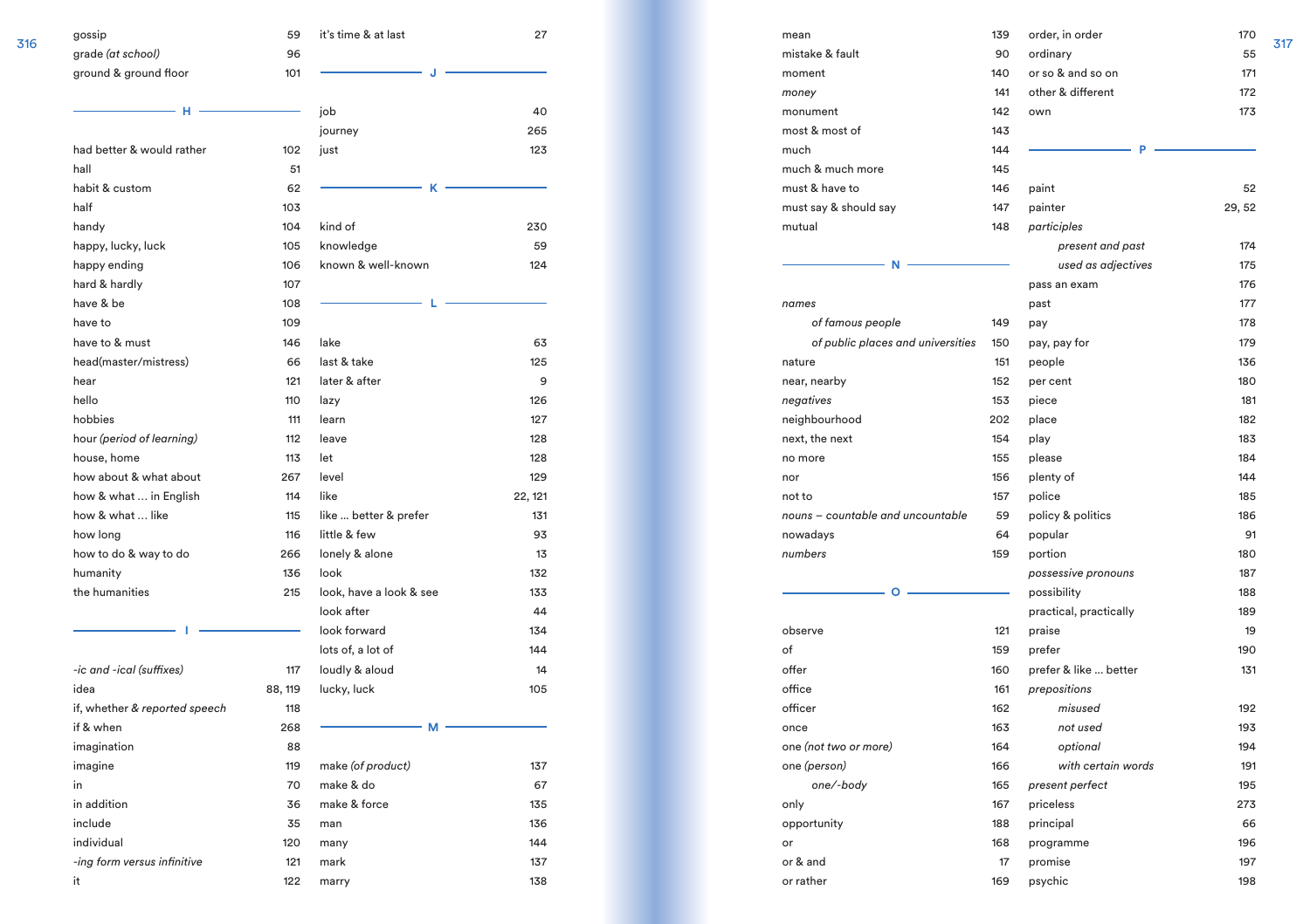gossip 59
grade *(at school)* 96
ground & ground floor 101

## H

had better & would rather 102
hall 51
habit & custom 62
half 103
handy 104
happy, lucky, luck 105
happy ending 106
hard & hardly 107
have & be 108
have to 109
have to & must 146
head(master/mistress) 66
hear 121
hello 110
hobbies 111
hour *(period of learning)* 112
house, home 113
how about & what about 267
how & what ... in English 114
how & what ... like 115
how long 116
how to do & way to do 266
humanity 136
the humanities 215

## I

*-ic and -ical (suffixes)* 117
idea 88, 119
*if, whether & reported speech* 118
if & when 268
imagination 88
imagine 119
in 70
in addition 36
include 35
individual 120
*-ing form versus infinitive* 121
it 122
it's time & at last 27

## J

job 40
journey 265
just 123

## K

kind of 230
knowledge 59
known & well-known 124

## L

lake 63
last & take 125
later & after 9
lazy 126
learn 127
leave 128
let 128
level 129
like 22, 121
like ... better & prefer 131
little & few 93
lonely & alone 13
look 132
look, have a look & see 133
look after 44
look forward 134
lots of, a lot of 144
loudly & aloud 14
lucky, luck 105

## M

make *(of product)* 137
make & do 67
make & force 135
man 136
many 144
mark 137
marry 138
mean 139
mistake & fault 90
moment 140
*money* 141
monument 142
most & most of 143
much 144
much & much more 145
must & have to 146
must say & should say 147
mutual 148

## N

*names*
  *of famous people* 149
  *of public places and universities* 150
nature 151
near, nearby 152
*negatives* 153
neighbourhood 202
next, the next 154
no more 155
nor 156
not to 157
*nouns – countable and uncountable* 59
nowadays 64
*numbers* 159

## O

observe 121
of 159
offer 160
office 161
officer 162
once 163
one *(not two or more)* 164
one *(person)* 166
  *one/-body* 165
only 167
opportunity 188
or 168
or & and 17
or rather 169
order, in order 170
ordinary 55
or so & and so on 171
other & different 172
own 173

## P

paint 52
painter 29, 52
*participles*
  *present and past* 174
  *used as adjectives* 175
pass an exam 176
past 177
pay 178
pay, pay for 179
people 136
per cent 180
piece 181
place 182
play 183
please 184
plenty of 144
police 185
policy & politics 186
popular 91
portion 180
*possessive pronouns* 187
possibility 188
practical, practically 189
praise 19
prefer 190
prefer & like ... better 131
*prepositions*
  *misused* 192
  *not used* 193
  *optional* 194
  *with certain words* 191
*present perfect* 195
priceless 273
principal 66
programme 196
promise 197
psychic 198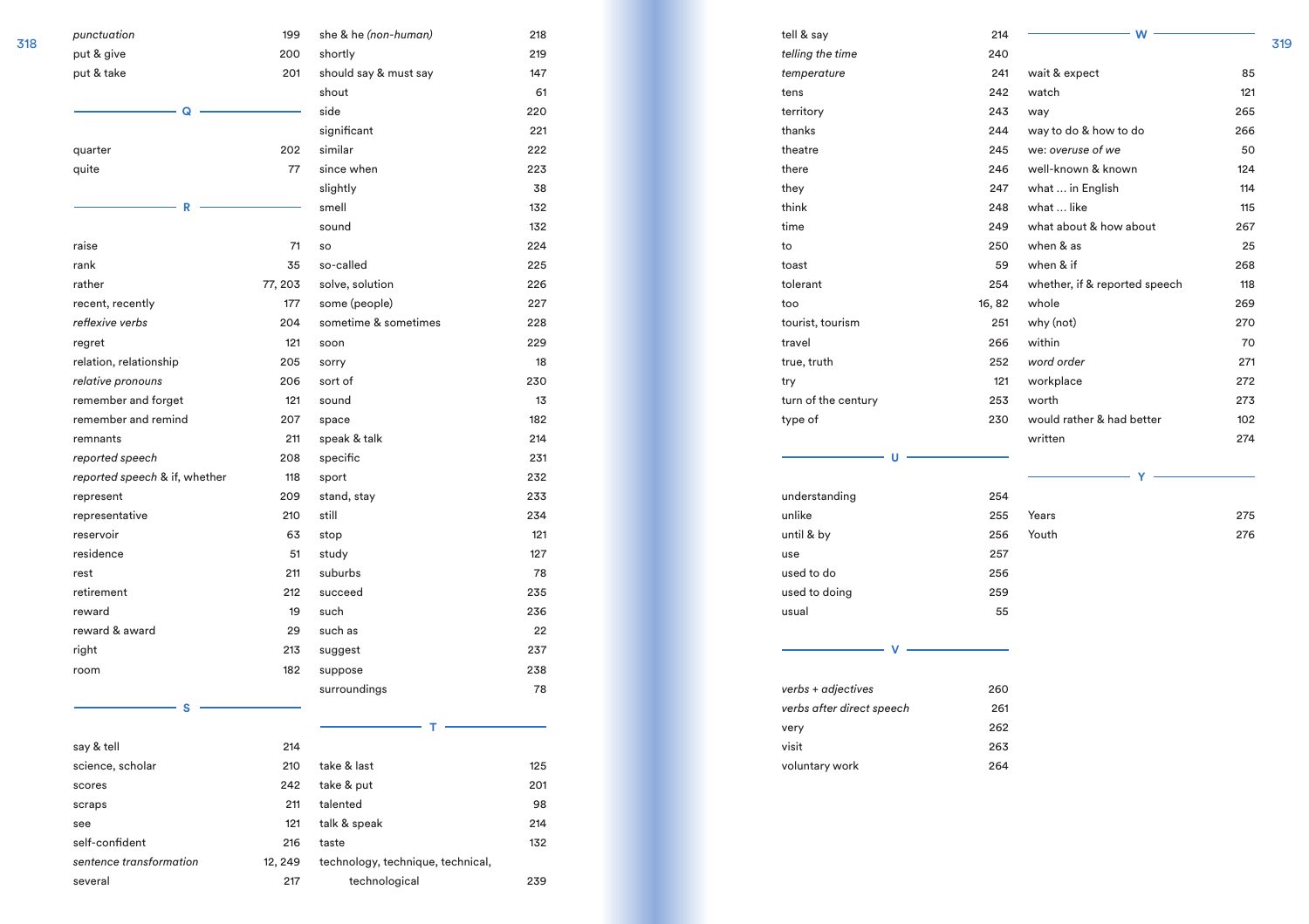*punctuation* 199
put & give 200
put & take 201

## Q

quarter 202
quite 77

## R

raise 71
rank 35
rather 77, 203
recent, recently 177
*reflexive verbs* 204
regret 121
relation, relationship 205
*relative pronouns* 206
remember and forget 121
remember and remind 207
remnants 211
*reported speech* 208
*reported speech* & if, whether 118
represent 209
representative 210
reservoir 63
residence 51
rest 211
retirement 212
reward 19
reward & award 29
right 213
room 182

## S

say & tell 214
science, scholar 210
scores 242
scraps 211
see 121
self-confident 216
*sentence transformation* 12, 249
several 217
she & he *(non-human)* 218
shortly 219
should say & must say 147
shout 61
side 220
significant 221
similar 222
since when 223
slightly 38
smell 132
sound 132
so 224
so-called 225
solve, solution 226
some (people) 227
sometime & sometimes 228
soon 229
sorry 18
sort of 230
sound 13
space 182
speak & talk 214
specific 231
sport 232
stand, stay 233
still 234
stop 121
study 127
suburbs 78
succeed 235
such 236
such as 22
suggest 237
suppose 238
surroundings 78

## T

take & last 125
take & put 201
talented 98
talk & speak 214
taste 132
technology, technique, technical, technological 239
tell & say 214
*telling the time* 240
*temperature* 241
tens 242
territory 243
thanks 244
theatre 245
there 246
they 247
think 248
time 249
to 250
toast 59
tolerant 254
too 16, 82
tourist, tourism 251
travel 266
true, truth 252
try 121
turn of the century 253
type of 230

## U

understanding 254
unlike 255
until & by 256
use 257
used to do 256
used to doing 259
usual 55

## V

*verbs + adjectives* 260
*verbs after direct speech* 261
very 262
visit 263
voluntary work 264

## W

wait & expect 85
watch 121
way 265
way to do & how to do 266
we: *overuse of we* 50
well-known & known 124
what … in English 114
what … like 115
what about & how about 267
when & as 25
when & if 268
whether, if & reported speech 118
whole 269
why (not) 270
within 70
*word order* 271
workplace 272
worth 273
would rather & had better 102
written 274

## Y

Years 275
Youth 276